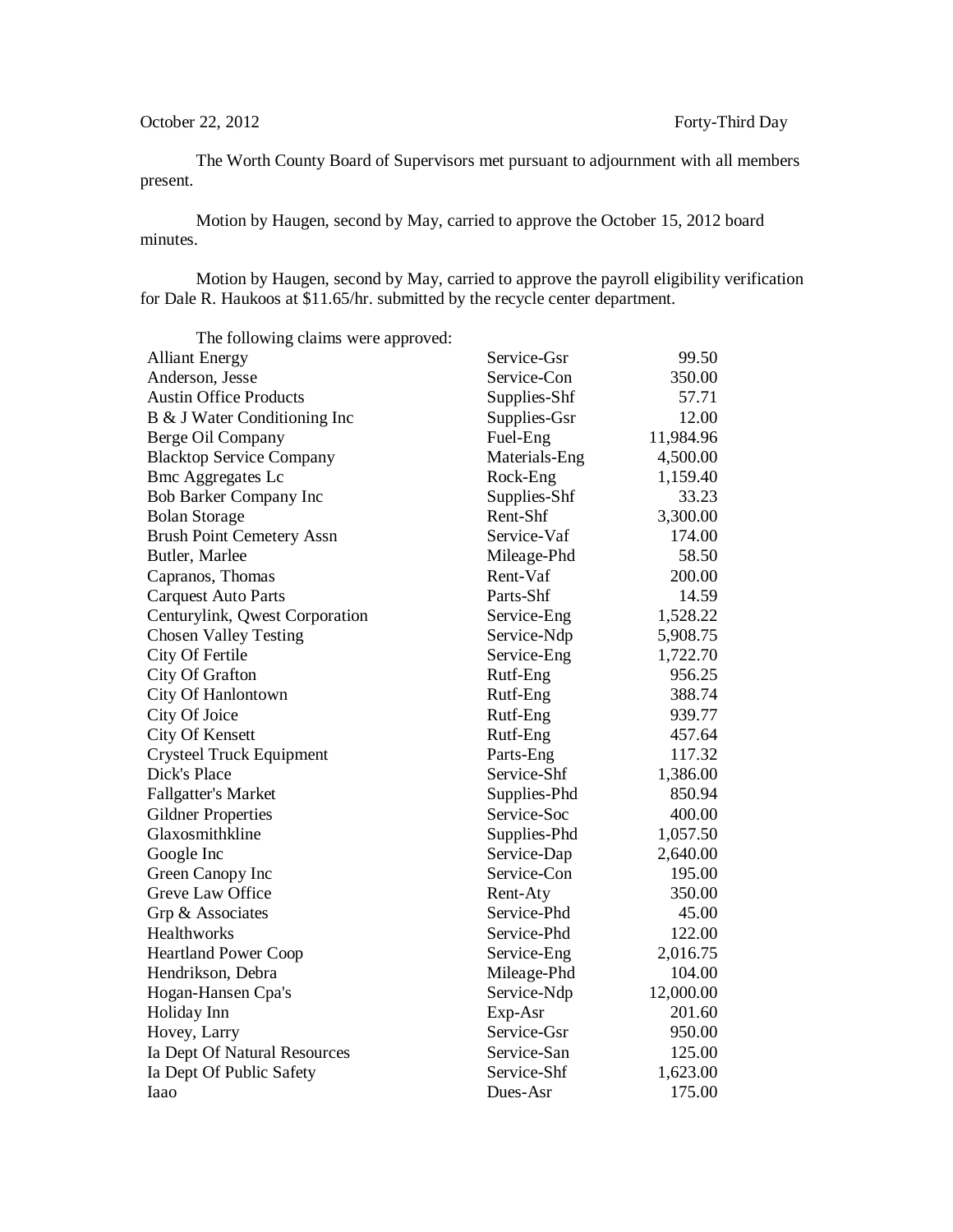October 22, 2012 Forty-Third Day

The Worth County Board of Supervisors met pursuant to adjournment with all members present.

Motion by Haugen, second by May, carried to approve the October 15, 2012 board minutes.

Motion by Haugen, second by May, carried to approve the payroll eligibility verification for Dale R. Haukoos at $11.65/hr. submitted by the recycle center department.

The following claims were approved:

| | | |
|---|---|---|
| Alliant Energy | Service-Gsr | 99.50 |
| Anderson, Jesse | Service-Con | 350.00 |
| Austin Office Products | Supplies-Shf | 57.71 |
| B & J Water Conditioning Inc | Supplies-Gsr | 12.00 |
| Berge Oil Company | Fuel-Eng | 11,984.96 |
| Blacktop Service Company | Materials-Eng | 4,500.00 |
| Bmc Aggregates Lc | Rock-Eng | 1,159.40 |
| Bob Barker Company Inc | Supplies-Shf | 33.23 |
| Bolan Storage | Rent-Shf | 3,300.00 |
| Brush Point Cemetery Assn | Service-Vaf | 174.00 |
| Butler, Marlee | Mileage-Phd | 58.50 |
| Capranos, Thomas | Rent-Vaf | 200.00 |
| Carquest Auto Parts | Parts-Shf | 14.59 |
| Centurylink, Qwest Corporation | Service-Eng | 1,528.22 |
| Chosen Valley Testing | Service-Ndp | 5,908.75 |
| City Of Fertile | Service-Eng | 1,722.70 |
| City Of Grafton | Rutf-Eng | 956.25 |
| City Of Hanlontown | Rutf-Eng | 388.74 |
| City Of Joice | Rutf-Eng | 939.77 |
| City Of Kensett | Rutf-Eng | 457.64 |
| Crysteel Truck Equipment | Parts-Eng | 117.32 |
| Dick's Place | Service-Shf | 1,386.00 |
| Fallgatter's Market | Supplies-Phd | 850.94 |
| Gildner Properties | Service-Soc | 400.00 |
| Glaxosmithkline | Supplies-Phd | 1,057.50 |
| Google Inc | Service-Dap | 2,640.00 |
| Green Canopy Inc | Service-Con | 195.00 |
| Greve Law Office | Rent-Aty | 350.00 |
| Grp & Associates | Service-Phd | 45.00 |
| Healthworks | Service-Phd | 122.00 |
| Heartland Power Coop | Service-Eng | 2,016.75 |
| Hendrikson, Debra | Mileage-Phd | 104.00 |
| Hogan-Hansen Cpa's | Service-Ndp | 12,000.00 |
| Holiday Inn | Exp-Asr | 201.60 |
| Hovey, Larry | Service-Gsr | 950.00 |
| Ia Dept Of Natural Resources | Service-San | 125.00 |
| Ia Dept Of Public Safety | Service-Shf | 1,623.00 |
| Iaao | Dues-Asr | 175.00 |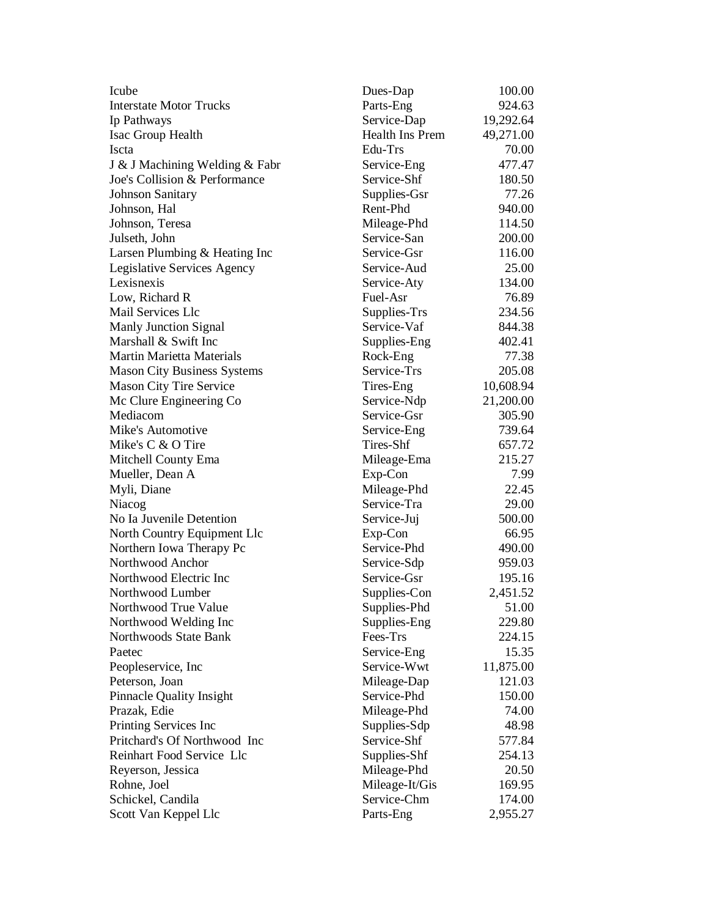| | | |
|---|---|---|
| Icube | Dues-Dap | 100.00 |
| Interstate Motor Trucks | Parts-Eng | 924.63 |
| Ip Pathways | Service-Dap | 19,292.64 |
| Isac Group Health | Health Ins Prem | 49,271.00 |
| Iscta | Edu-Trs | 70.00 |
| J & J Machining Welding & Fabr | Service-Eng | 477.47 |
| Joe's Collision & Performance | Service-Shf | 180.50 |
| Johnson Sanitary | Supplies-Gsr | 77.26 |
| Johnson, Hal | Rent-Phd | 940.00 |
| Johnson, Teresa | Mileage-Phd | 114.50 |
| Julseth, John | Service-San | 200.00 |
| Larsen Plumbing & Heating Inc | Service-Gsr | 116.00 |
| Legislative Services Agency | Service-Aud | 25.00 |
| Lexisnexis | Service-Aty | 134.00 |
| Low, Richard R | Fuel-Asr | 76.89 |
| Mail Services Llc | Supplies-Trs | 234.56 |
| Manly Junction Signal | Service-Vaf | 844.38 |
| Marshall & Swift Inc | Supplies-Eng | 402.41 |
| Martin Marietta Materials | Rock-Eng | 77.38 |
| Mason City Business Systems | Service-Trs | 205.08 |
| Mason City Tire Service | Tires-Eng | 10,608.94 |
| Mc Clure Engineering Co | Service-Ndp | 21,200.00 |
| Mediacom | Service-Gsr | 305.90 |
| Mike's Automotive | Service-Eng | 739.64 |
| Mike's C & O Tire | Tires-Shf | 657.72 |
| Mitchell County Ema | Mileage-Ema | 215.27 |
| Mueller, Dean A | Exp-Con | 7.99 |
| Myli, Diane | Mileage-Phd | 22.45 |
| Niacog | Service-Tra | 29.00 |
| No Ia Juvenile Detention | Service-Juj | 500.00 |
| North Country Equipment Llc | Exp-Con | 66.95 |
| Northern Iowa Therapy Pc | Service-Phd | 490.00 |
| Northwood Anchor | Service-Sdp | 959.03 |
| Northwood Electric Inc | Service-Gsr | 195.16 |
| Northwood Lumber | Supplies-Con | 2,451.52 |
| Northwood True Value | Supplies-Phd | 51.00 |
| Northwood Welding Inc | Supplies-Eng | 229.80 |
| Northwoods State Bank | Fees-Trs | 224.15 |
| Paetec | Service-Eng | 15.35 |
| Peopleservice, Inc | Service-Wwt | 11,875.00 |
| Peterson, Joan | Mileage-Dap | 121.03 |
| Pinnacle Quality Insight | Service-Phd | 150.00 |
| Prazak, Edie | Mileage-Phd | 74.00 |
| Printing Services Inc | Supplies-Sdp | 48.98 |
| Pritchard's Of Northwood Inc | Service-Shf | 577.84 |
| Reinhart Food Service Llc | Supplies-Shf | 254.13 |
| Reyerson, Jessica | Mileage-Phd | 20.50 |
| Rohne, Joel | Mileage-It/Gis | 169.95 |
| Schickel, Candila | Service-Chm | 174.00 |
| Scott Van Keppel Llc | Parts-Eng | 2,955.27 |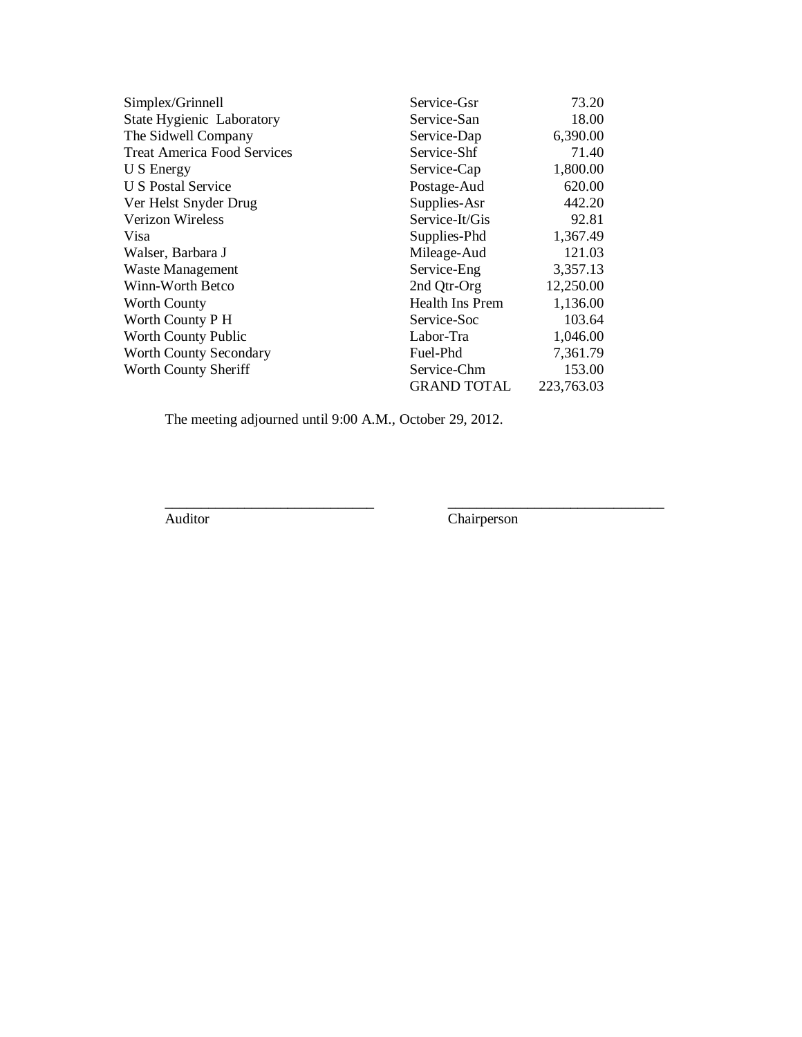| | | |
|---|---|---|
| Simplex/Grinnell | Service-Gsr | 73.20 |
| State Hygienic Laboratory | Service-San | 18.00 |
| The Sidwell Company | Service-Dap | 6,390.00 |
| Treat America Food Services | Service-Shf | 71.40 |
| U S Energy | Service-Cap | 1,800.00 |
| U S Postal Service | Postage-Aud | 620.00 |
| Ver Helst Snyder Drug | Supplies-Asr | 442.20 |
| Verizon Wireless | Service-It/Gis | 92.81 |
| Visa | Supplies-Phd | 1,367.49 |
| Walser, Barbara J | Mileage-Aud | 121.03 |
| Waste Management | Service-Eng | 3,357.13 |
| Winn-Worth Betco | 2nd Qtr-Org | 12,250.00 |
| Worth County | Health Ins Prem | 1,136.00 |
| Worth County P H | Service-Soc | 103.64 |
| Worth County Public | Labor-Tra | 1,046.00 |
| Worth County Secondary | Fuel-Phd | 7,361.79 |
| Worth County Sheriff | Service-Chm | 153.00 |
| | GRAND TOTAL | 223,763.03 |

The meeting adjourned until 9:00 A.M., October 29, 2012.

_____________________________ _____________________________

Auditor Chairperson